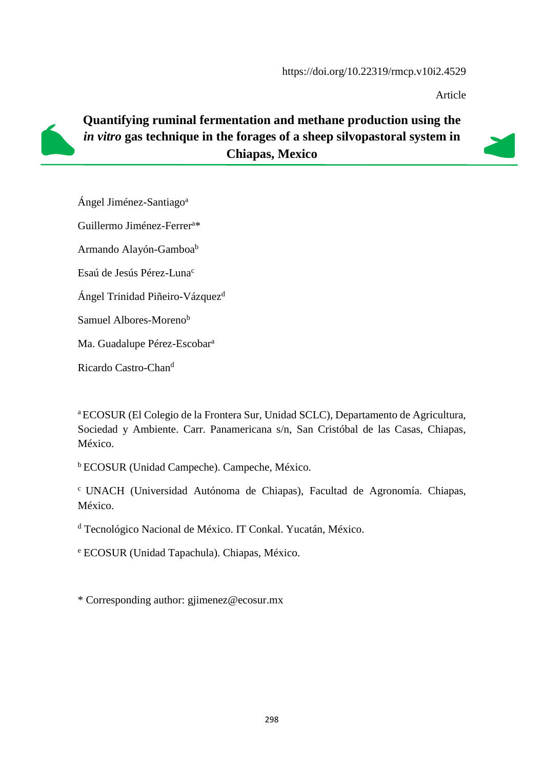https://doi.org/10.22319/rmcp.v10i2.4529

Article

# Quantifying ruminal fermentation and methane production using the *in vitro* gas technique in the forages of a sheep silvopastoral system in Chiapas, Mexico

Ángel Jiménez-Santiago[a]

Guillermo Jiménez-Ferrer[a]*

Armando Alayón-Gamboa[b]

Esaú de Jesús Pérez-Luna[c]

Ángel Trinidad Piñeiro-Vázquez[d]

Samuel Albores-Moreno[b]

Ma. Guadalupe Pérez-Escobar[a]

Ricardo Castro-Chan[d]

[a] ECOSUR (El Colegio de la Frontera Sur, Unidad SCLC), Departamento de Agricultura, Sociedad y Ambiente. Carr. Panamericana s/n, San Cristóbal de las Casas, Chiapas, México.

[b] ECOSUR (Unidad Campeche). Campeche, México.

[c] UNACH (Universidad Autónoma de Chiapas), Facultad de Agronomía. Chiapas, México.

[d] Tecnológico Nacional de México. IT Conkal. Yucatán, México.

[e] ECOSUR (Unidad Tapachula). Chiapas, México.

* Corresponding author: gjimenez@ecosur.mx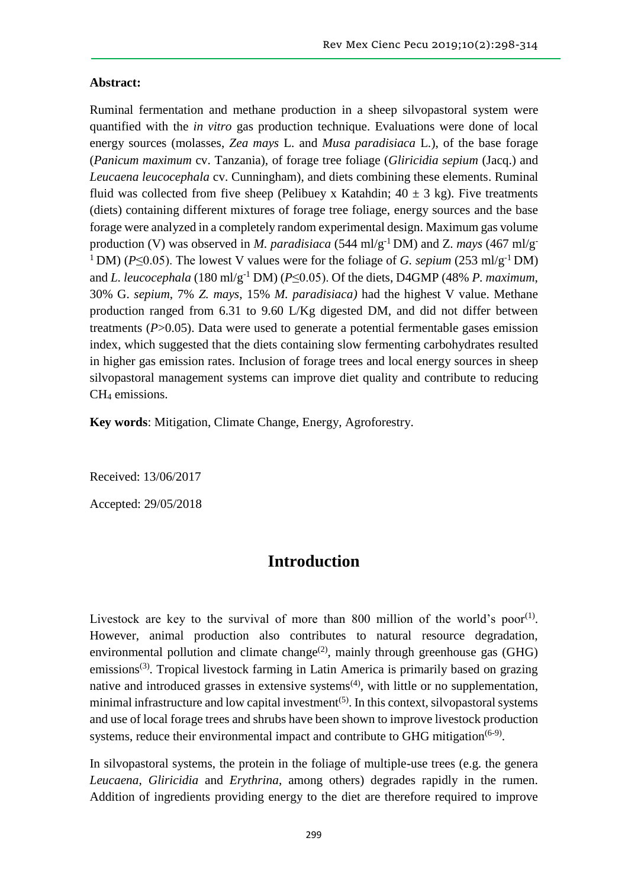**Abstract:**

Ruminal fermentation and methane production in a sheep silvopastoral system were quantified with the *in vitro* gas production technique. Evaluations were done of local energy sources (molasses, *Zea mays* L. and *Musa paradisiaca* L.), of the base forage (*Panicum maximum* cv. Tanzania), of forage tree foliage (*Gliricidia sepium* (Jacq.) and *Leucaena leucocephala* cv. Cunningham), and diets combining these elements. Ruminal fluid was collected from five sheep (Pelibuey x Katahdin; $40 \pm 3$ kg). Five treatments (diets) containing different mixtures of forage tree foliage, energy sources and the base forage were analyzed in a completely random experimental design. Maximum gas volume production (V) was observed in *M. paradisiaca* (544 ml/g$^{-1}$ DM) and Z. *mays* (467 ml/g$^{-1}$ DM) ($P \leq 0.05$). The lowest V values were for the foliage of *G. sepium* (253 ml/g$^{-1}$ DM) and *L. leucocephala* (180 ml/g$^{-1}$ DM) ($P \leq 0.05$). Of the diets, D4GMP (48% *P. maximum*, 30% G. *sepium*, 7% *Z. mays*, 15% *M. paradisiaca)* had the highest V value. Methane production ranged from 6.31 to 9.60 L/Kg digested DM, and did not differ between treatments ($P > 0.05$). Data were used to generate a potential fermentable gases emission index, which suggested that the diets containing slow fermenting carbohydrates resulted in higher gas emission rates. Inclusion of forage trees and local energy sources in sheep silvopastoral management systems can improve diet quality and contribute to reducing $CH_4$ emissions.

**Key words**: Mitigation, Climate Change, Energy, Agroforestry.

Received: 13/06/2017

Accepted: 29/05/2018

# Introduction

Livestock are key to the survival of more than 800 million of the world's poor[1]. However, animal production also contributes to natural resource degradation, environmental pollution and climate change[2], mainly through greenhouse gas (GHG) emissions[3]. Tropical livestock farming in Latin America is primarily based on grazing native and introduced grasses in extensive systems[4], with little or no supplementation, minimal infrastructure and low capital investment[5]. In this context, silvopastoral systems and use of local forage trees and shrubs have been shown to improve livestock production systems, reduce their environmental impact and contribute to GHG mitigation[6-9].

In silvopastoral systems, the protein in the foliage of multiple-use trees (e.g. the genera *Leucaena*, *Gliricidia* and *Erythrina*, among others) degrades rapidly in the rumen. Addition of ingredients providing energy to the diet are therefore required to improve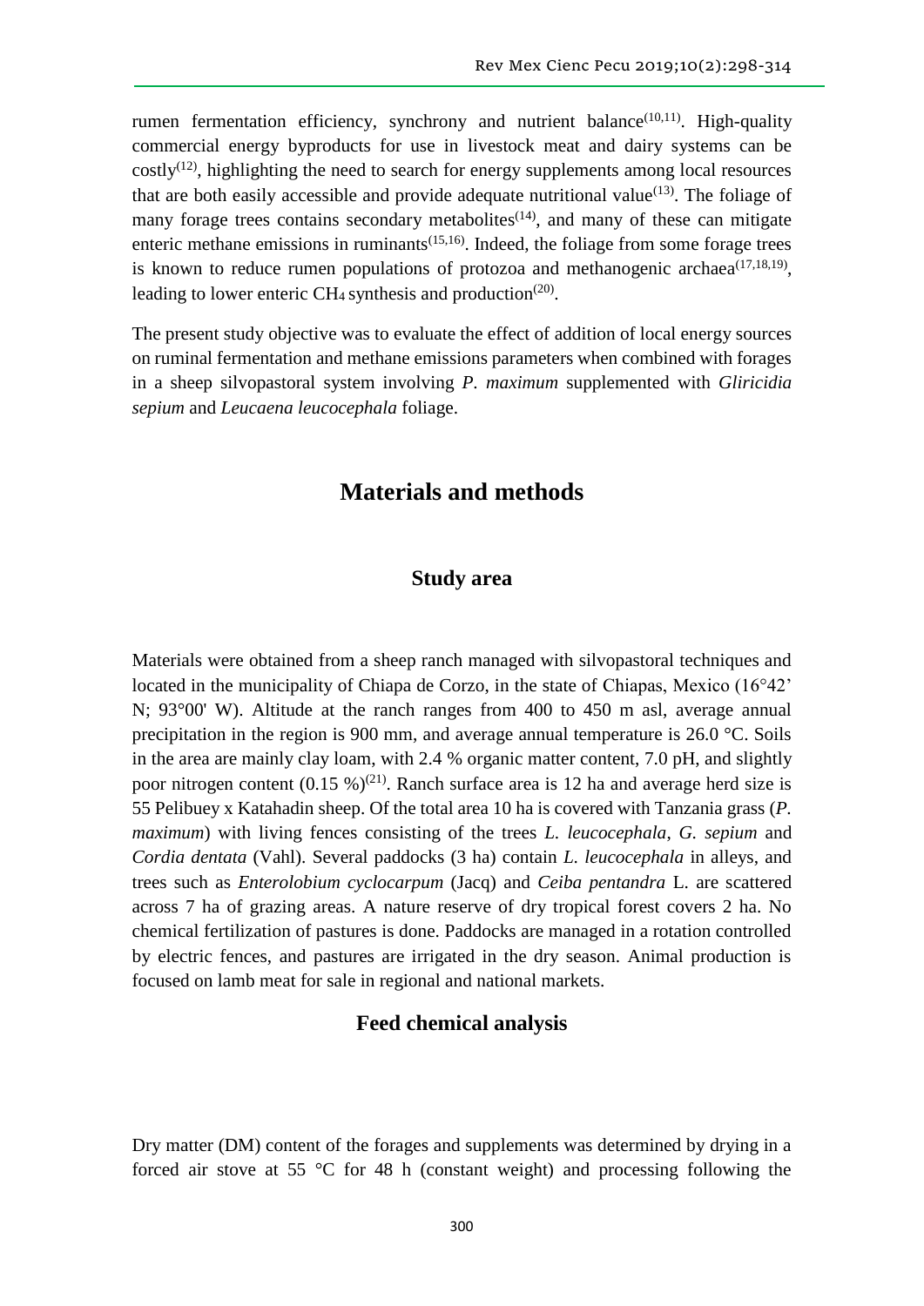rumen fermentation efficiency, synchrony and nutrient balance[10,11]. High-quality commercial energy byproducts for use in livestock meat and dairy systems can be costly[12], highlighting the need to search for energy supplements among local resources that are both easily accessible and provide adequate nutritional value[13]. The foliage of many forage trees contains secondary metabolites[14], and many of these can mitigate enteric methane emissions in ruminants[15,16]. Indeed, the foliage from some forage trees is known to reduce rumen populations of protozoa and methanogenic archaea[17,18,19], leading to lower enteric $CH_4$ synthesis and production[20].

The present study objective was to evaluate the effect of addition of local energy sources on ruminal fermentation and methane emissions parameters when combined with forages in a sheep silvopastoral system involving *P. maximum* supplemented with *Gliricidia sepium* and *Leucaena leucocephala* foliage.

# Materials and methods

## Study area

Materials were obtained from a sheep ranch managed with silvopastoral techniques and located in the municipality of Chiapa de Corzo, in the state of Chiapas, Mexico (16°42' N; 93°00' W). Altitude at the ranch ranges from 400 to 450 m asl, average annual precipitation in the region is 900 mm, and average annual temperature is 26.0 °C. Soils in the area are mainly clay loam, with 2.4 % organic matter content, 7.0 pH, and slightly poor nitrogen content (0.15 %)[21]. Ranch surface area is 12 ha and average herd size is 55 Pelibuey x Katahadin sheep. Of the total area 10 ha is covered with Tanzania grass (*P. maximum*) with living fences consisting of the trees *L. leucocephala*, *G. sepium* and *Cordia dentata* (Vahl). Several paddocks (3 ha) contain *L. leucocephala* in alleys, and trees such as *Enterolobium cyclocarpum* (Jacq) and *Ceiba pentandra* L. are scattered across 7 ha of grazing areas. A nature reserve of dry tropical forest covers 2 ha. No chemical fertilization of pastures is done. Paddocks are managed in a rotation controlled by electric fences, and pastures are irrigated in the dry season. Animal production is focused on lamb meat for sale in regional and national markets.

## Feed chemical analysis

Dry matter (DM) content of the forages and supplements was determined by drying in a forced air stove at 55 °C for 48 h (constant weight) and processing following the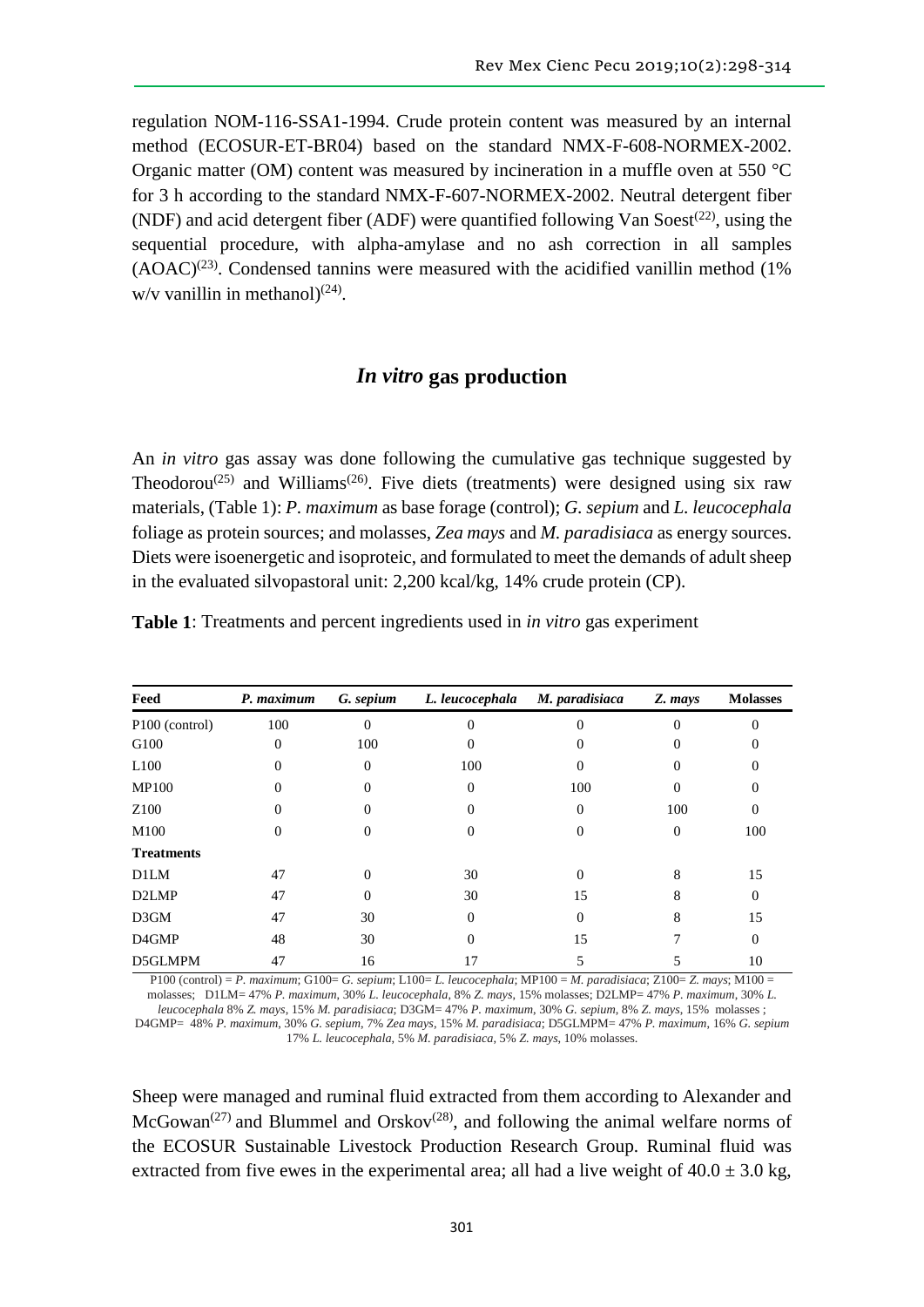regulation NOM-116-SSA1-1994. Crude protein content was measured by an internal method (ECOSUR-ET-BR04) based on the standard NMX-F-608-NORMEX-2002. Organic matter (OM) content was measured by incineration in a muffle oven at 550 °C for 3 h according to the standard NMX-F-607-NORMEX-2002. Neutral detergent fiber (NDF) and acid detergent fiber (ADF) were quantified following Van Soest[22], using the sequential procedure, with alpha-amylase and no ash correction in all samples (AOAC)[23]. Condensed tannins were measured with the acidified vanillin method (1% w/v vanillin in methanol)[24].

## *In vitro* gas production

An *in vitro* gas assay was done following the cumulative gas technique suggested by Theodorou[25] and Williams[26]. Five diets (treatments) were designed using six raw materials, (Table 1): *P. maximum* as base forage (control); *G. sepium* and *L. leucocephala* foliage as protein sources; and molasses, *Zea mays* and *M. paradisiaca* as energy sources. Diets were isoenergetic and isoproteic, and formulated to meet the demands of adult sheep in the evaluated silvopastoral unit: 2,200 kcal/kg, 14% crude protein (CP).

**Table 1**: Treatments and percent ingredients used in *in vitro* gas experiment

| Feed | *P. maximum* | *G. sepium* | *L. leucocephala* | *M. paradisiaca* | *Z. mays* | Molasses |
|---|---|---|---|---|---|---|
| P100 (control) | 100 | 0 | 0 | 0 | 0 | 0 |
| G100 | 0 | 100 | 0 | 0 | 0 | 0 |
| L100 | 0 | 0 | 100 | 0 | 0 | 0 |
| MP100 | 0 | 0 | 0 | 100 | 0 | 0 |
| Z100 | 0 | 0 | 0 | 0 | 100 | 0 |
| M100 | 0 | 0 | 0 | 0 | 0 | 100 |
| **Treatments** | | | | | | |
| D1LM | 47 | 0 | 30 | 0 | 8 | 15 |
| D2LMP | 47 | 0 | 30 | 15 | 8 | 0 |
| D3GM | 47 | 30 | 0 | 0 | 8 | 15 |
| D4GMP | 48 | 30 | 0 | 15 | 7 | 0 |
| D5GLMPM | 47 | 16 | 17 | 5 | 5 | 10 |

P100 (control) = *P. maximum*; G100= *G. sepium*; L100= *L. leucocephala*; MP100 = *M. paradisiaca*; Z100= *Z. mays*; M100 = molasses; D1LM= 47% *P. maximum*, 30% *L. leucocephala*, 8% *Z. mays*, 15% molasses; D2LMP= 47% *P. maximum*, 30% *L. leucocephala* 8% *Z. mays*, 15% *M. paradisiaca*; D3GM= 47% *P. maximum*, 30% *G. sepium*, 8% *Z. mays*, 15% molasses ; D4GMP= 48% *P. maximum*, 30% *G. sepium*, 7% *Zea mays*, 15% *M. paradisiaca*; D5GLMPM= 47% *P. maximum*, 16% *G. sepium* 17% *L. leucocephala*, 5% *M. paradisiaca*, 5% *Z. mays*, 10% molasses.

Sheep were managed and ruminal fluid extracted from them according to Alexander and McGowan[27] and Blummel and Orskov[28], and following the animal welfare norms of the ECOSUR Sustainable Livestock Production Research Group. Ruminal fluid was extracted from five ewes in the experimental area; all had a live weight of 40.0 ± 3.0 kg,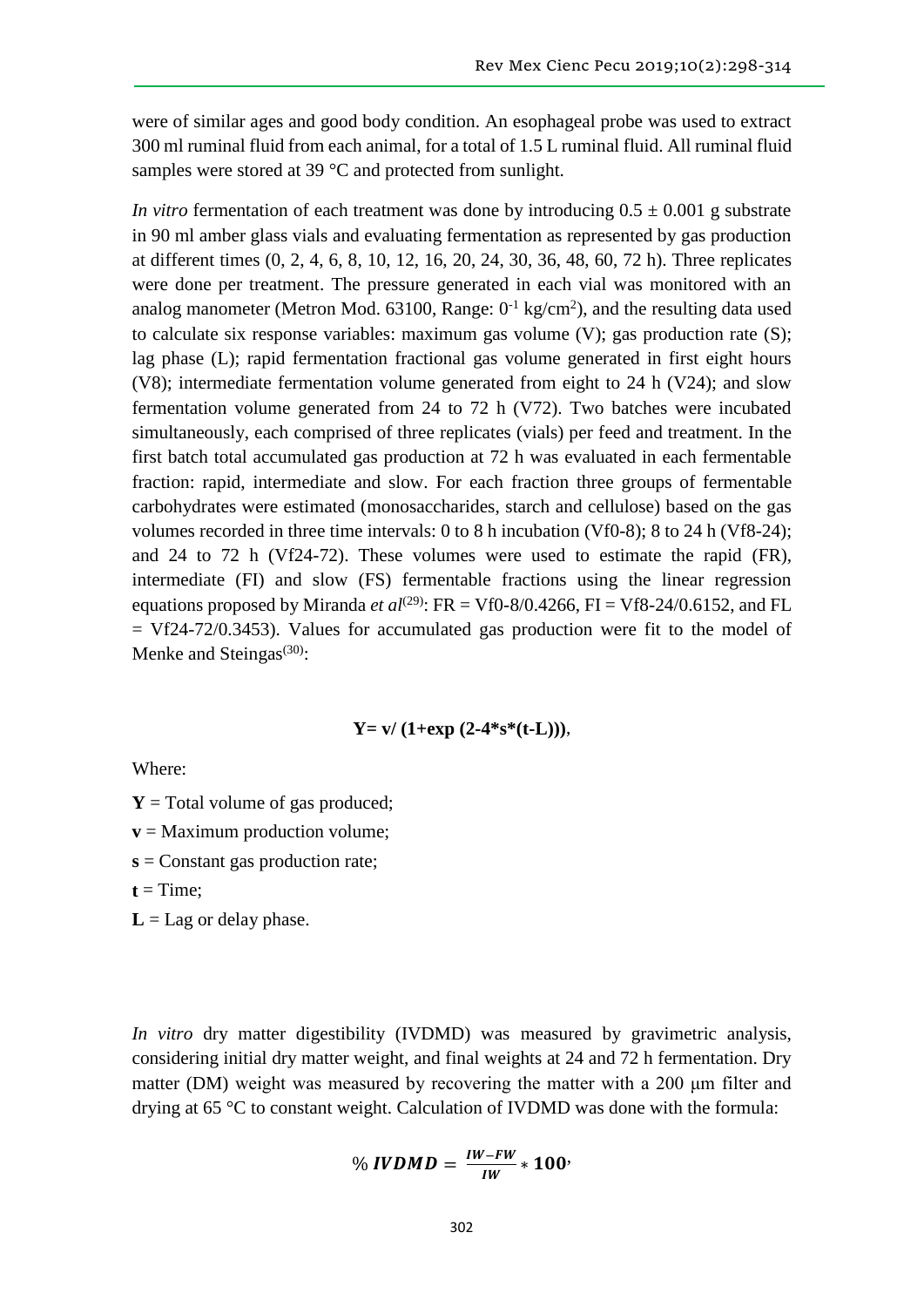were of similar ages and good body condition. An esophageal probe was used to extract 300 ml ruminal fluid from each animal, for a total of 1.5 L ruminal fluid. All ruminal fluid samples were stored at 39 °C and protected from sunlight.

*In vitro* fermentation of each treatment was done by introducing 0.5 ± 0.001 g substrate in 90 ml amber glass vials and evaluating fermentation as represented by gas production at different times (0, 2, 4, 6, 8, 10, 12, 16, 20, 24, 30, 36, 48, 60, 72 h). Three replicates were done per treatment. The pressure generated in each vial was monitored with an analog manometer (Metron Mod. 63100, Range: $0^{-1}$ kg/cm$^2$), and the resulting data used to calculate six response variables: maximum gas volume (V); gas production rate (S); lag phase (L); rapid fermentation fractional gas volume generated in first eight hours (V8); intermediate fermentation volume generated from eight to 24 h (V24); and slow fermentation volume generated from 24 to 72 h (V72). Two batches were incubated simultaneously, each comprised of three replicates (vials) per feed and treatment. In the first batch total accumulated gas production at 72 h was evaluated in each fermentable fraction: rapid, intermediate and slow. For each fraction three groups of fermentable carbohydrates were estimated (monosaccharides, starch and cellulose) based on the gas volumes recorded in three time intervals: 0 to 8 h incubation (Vf0-8); 8 to 24 h (Vf8-24); and 24 to 72 h (Vf24-72). These volumes were used to estimate the rapid (FR), intermediate (FI) and slow (FS) fermentable fractions using the linear regression equations proposed by Miranda *et al*[29]: FR = Vf0-8/0.4266, FI = Vf8-24/0.6152, and FL = Vf24-72/0.3453). Values for accumulated gas production were fit to the model of Menke and Steingas[30]:

$$\mathbf{Y = v / (1 + \exp(2 - 4 * s * (t - L)))},$$

Where:

**Y** = Total volume of gas produced;

**v** = Maximum production volume;

**s** = Constant gas production rate;

**t** = Time;

**L** = Lag or delay phase.

*In vitro* dry matter digestibility (IVDMD) was measured by gravimetric analysis, considering initial dry matter weight, and final weights at 24 and 72 h fermentation. Dry matter (DM) weight was measured by recovering the matter with a 200 μm filter and drying at 65 °C to constant weight. Calculation of IVDMD was done with the formula:

$$\%\,\boldsymbol{IVDMD} = \frac{\boldsymbol{IW} - \boldsymbol{FW}}{\boldsymbol{IW}} * \mathbf{100},$$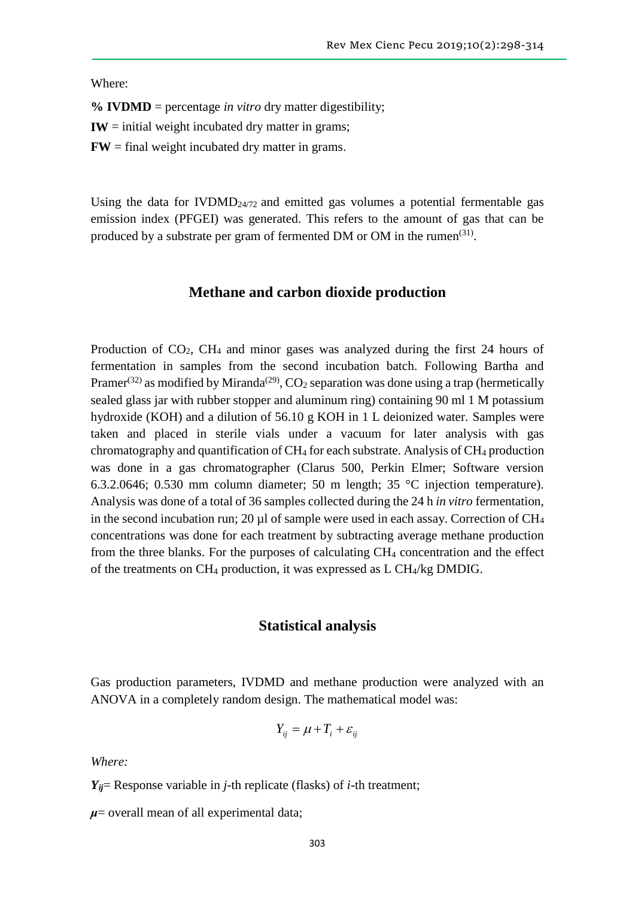Where:

**% IVDMD** = percentage *in vitro* dry matter digestibility;

**IW** = initial weight incubated dry matter in grams;

**FW** = final weight incubated dry matter in grams.

Using the data for $IVDMD_{24/72}$ and emitted gas volumes a potential fermentable gas emission index (PFGEI) was generated. This refers to the amount of gas that can be produced by a substrate per gram of fermented DM or OM in the rumen[31].

## Methane and carbon dioxide production

Production of $CO_2$, $CH_4$ and minor gases was analyzed during the first 24 hours of fermentation in samples from the second incubation batch. Following Bartha and Pramer[32] as modified by Miranda[29], $CO_2$ separation was done using a trap (hermetically sealed glass jar with rubber stopper and aluminum ring) containing 90 ml 1 M potassium hydroxide (KOH) and a dilution of 56.10 g KOH in 1 L deionized water. Samples were taken and placed in sterile vials under a vacuum for later analysis with gas chromatography and quantification of $CH_4$ for each substrate. Analysis of $CH_4$ production was done in a gas chromatographer (Clarus 500, Perkin Elmer; Software version 6.3.2.0646; 0.530 mm column diameter; 50 m length; 35 °C injection temperature). Analysis was done of a total of 36 samples collected during the 24 h *in vitro* fermentation, in the second incubation run; 20 µl of sample were used in each assay. Correction of $CH_4$ concentrations was done for each treatment by subtracting average methane production from the three blanks. For the purposes of calculating $CH_4$ concentration and the effect of the treatments on $CH_4$ production, it was expressed as L $CH_4$/kg DMDIG.

## Statistical analysis

Gas production parameters, IVDMD and methane production were analyzed with an ANOVA in a completely random design. The mathematical model was:

$$Y_{ij} = \mu + T_i + \varepsilon_{ij}$$

*Where:*

$\boldsymbol{Y_{ij}}$= Response variable in *j*-th replicate (flasks) of *i*-th treatment;

$\boldsymbol{\mu}$= overall mean of all experimental data;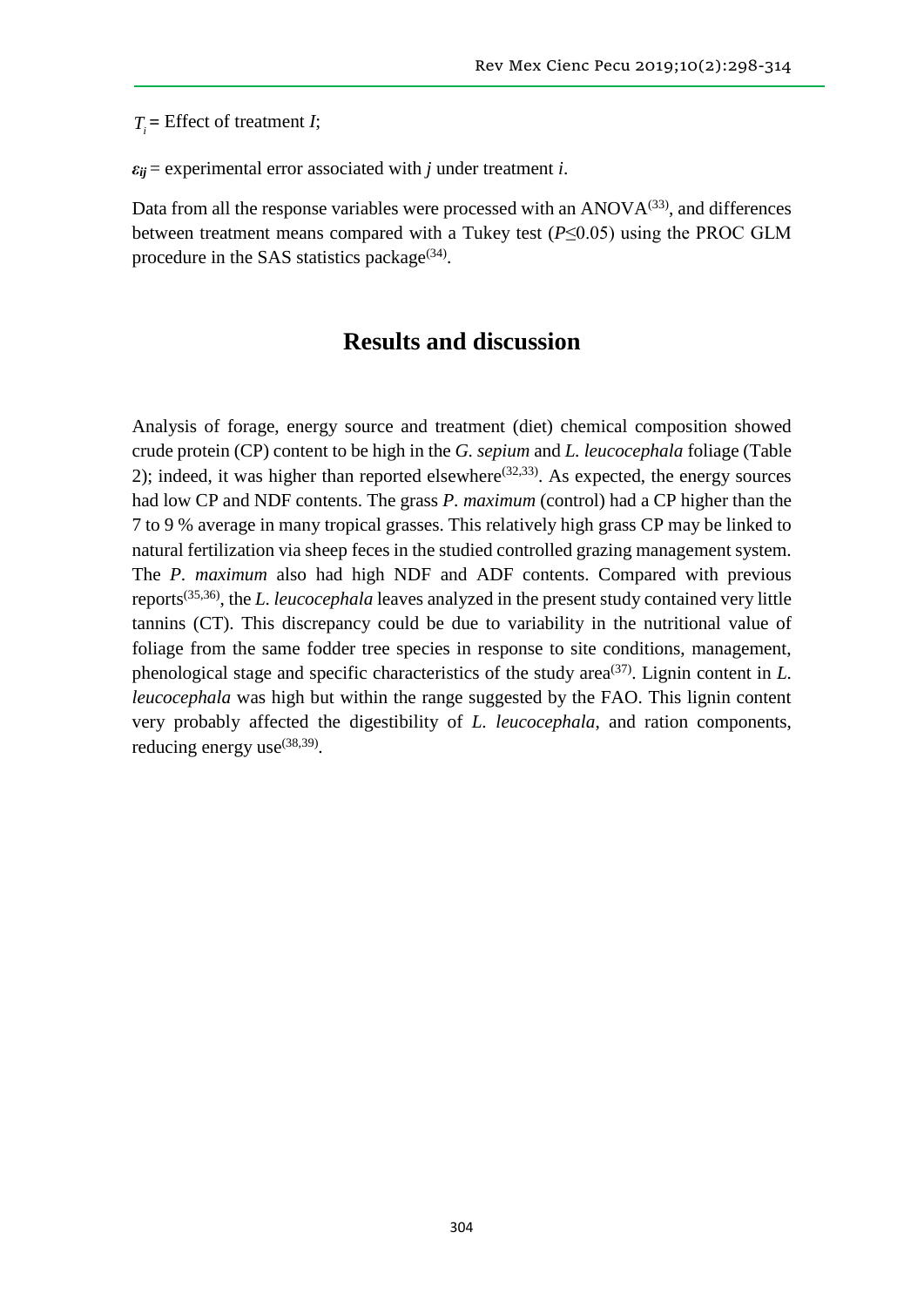$T_i$ = Effect of treatment *I*;

$\varepsilon_{ij}$ = experimental error associated with *j* under treatment *i*.

Data from all the response variables were processed with an ANOVA[33], and differences between treatment means compared with a Tukey test ($P \leq 0.05$) using the PROC GLM procedure in the SAS statistics package[34].

# Results and discussion

Analysis of forage, energy source and treatment (diet) chemical composition showed crude protein (CP) content to be high in the *G. sepium* and *L. leucocephala* foliage (Table 2); indeed, it was higher than reported elsewhere[32,33]. As expected, the energy sources had low CP and NDF contents. The grass *P. maximum* (control) had a CP higher than the 7 to 9 % average in many tropical grasses. This relatively high grass CP may be linked to natural fertilization via sheep feces in the studied controlled grazing management system. The *P. maximum* also had high NDF and ADF contents. Compared with previous reports[35,36], the *L. leucocephala* leaves analyzed in the present study contained very little tannins (CT). This discrepancy could be due to variability in the nutritional value of foliage from the same fodder tree species in response to site conditions, management, phenological stage and specific characteristics of the study area[37]. Lignin content in *L. leucocephala* was high but within the range suggested by the FAO. This lignin content very probably affected the digestibility of *L. leucocephala*, and ration components, reducing energy use[38,39].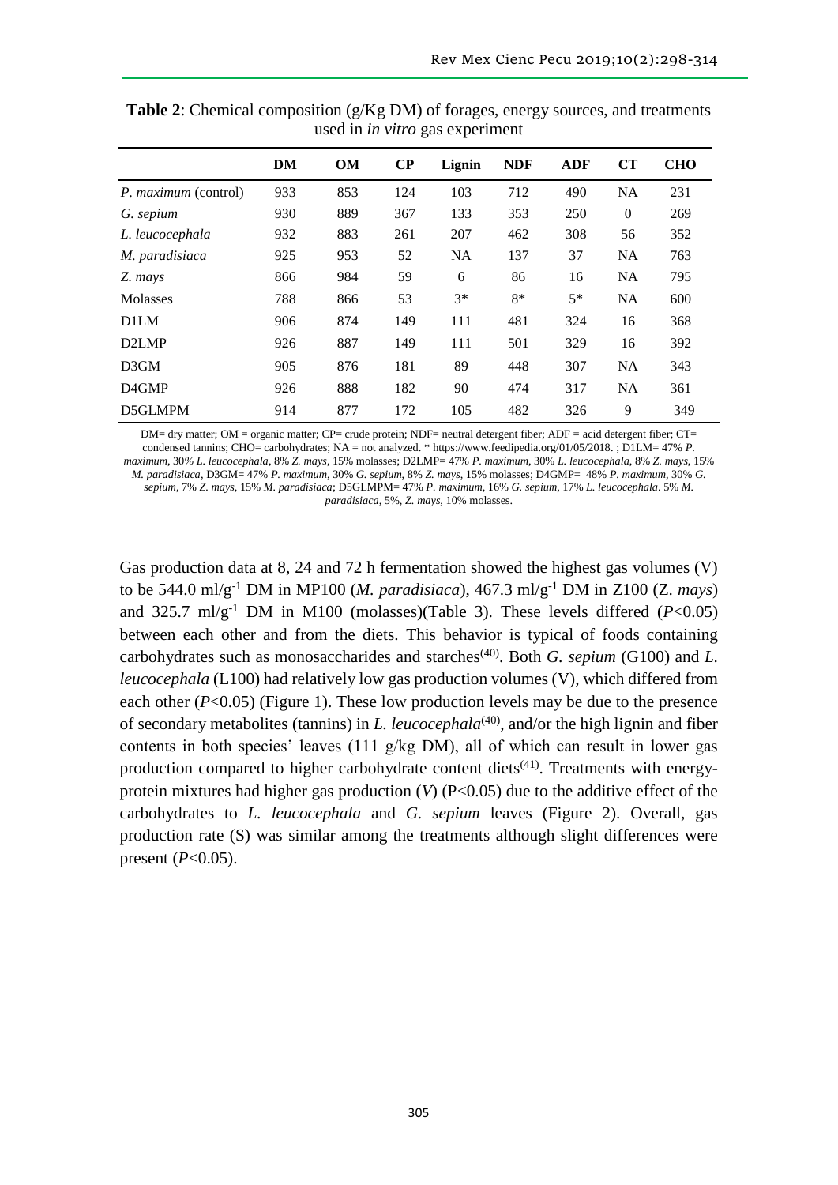**Table 2**: Chemical composition (g/Kg DM) of forages, energy sources, and treatments used in *in vitro* gas experiment

| | DM | OM | CP | Lignin | NDF | ADF | CT | CHO |
|---|---|---|---|---|---|---|---|---|
| *P. maximum* (control) | 933 | 853 | 124 | 103 | 712 | 490 | NA | 231 |
| *G. sepium* | 930 | 889 | 367 | 133 | 353 | 250 | 0 | 269 |
| *L. leucocephala* | 932 | 883 | 261 | 207 | 462 | 308 | 56 | 352 |
| *M. paradisiaca* | 925 | 953 | 52 | NA | 137 | 37 | NA | 763 |
| *Z. mays* | 866 | 984 | 59 | 6 | 86 | 16 | NA | 795 |
| Molasses | 788 | 866 | 53 | 3* | 8* | 5* | NA | 600 |
| D1LM | 906 | 874 | 149 | 111 | 481 | 324 | 16 | 368 |
| D2LMP | 926 | 887 | 149 | 111 | 501 | 329 | 16 | 392 |
| D3GM | 905 | 876 | 181 | 89 | 448 | 307 | NA | 343 |
| D4GMP | 926 | 888 | 182 | 90 | 474 | 317 | NA | 361 |
| D5GLMPM | 914 | 877 | 172 | 105 | 482 | 326 | 9 | 349 |

DM= dry matter; OM = organic matter; CP= crude protein; NDF= neutral detergent fiber; ADF = acid detergent fiber; CT= condensed tannins; CHO= carbohydrates; NA = not analyzed. * https://www.feedipedia.org/01/05/2018. ; D1LM= 47% *P. maximum*, 30% *L. leucocephala*, 8% *Z. mays*, 15% molasses; D2LMP= 47% *P. maximum*, 30% *L. leucocephala*, 8% *Z. mays*, 15% *M. paradisiaca*, D3GM= 47% *P. maximum*, 30% *G. sepium*, 8% *Z. mays*, 15% molasses; D4GMP= 48% *P. maximum*, 30% *G. sepium*, 7% *Z. mays*, 15% *M. paradisiaca*; D5GLMPM= 47% *P. maximum*, 16% *G. sepium*, 17% *L. leucocephala*. 5% *M. paradisiaca*, 5%, *Z. mays*, 10% molasses.

Gas production data at 8, 24 and 72 h fermentation showed the highest gas volumes (V) to be 544.0 ml/g$^{-1}$ DM in MP100 (*M. paradisiaca*), 467.3 ml/g$^{-1}$ DM in Z100 (*Z. mays*) and 325.7 ml/g$^{-1}$ DM in M100 (molasses)(Table 3). These levels differed ($P$<0.05) between each other and from the diets. This behavior is typical of foods containing carbohydrates such as monosaccharides and starches[40]. Both *G. sepium* (G100) and *L. leucocephala* (L100) had relatively low gas production volumes (V), which differed from each other ($P$<0.05) (Figure 1). These low production levels may be due to the presence of secondary metabolites (tannins) in *L. leucocephala*[40], and/or the high lignin and fiber contents in both species' leaves (111 g/kg DM), all of which can result in lower gas production compared to higher carbohydrate content diets[41]. Treatments with energy-protein mixtures had higher gas production ($V$) (P<0.05) due to the additive effect of the carbohydrates to *L. leucocephala* and *G. sepium* leaves (Figure 2). Overall, gas production rate (S) was similar among the treatments although slight differences were present ($P$<0.05).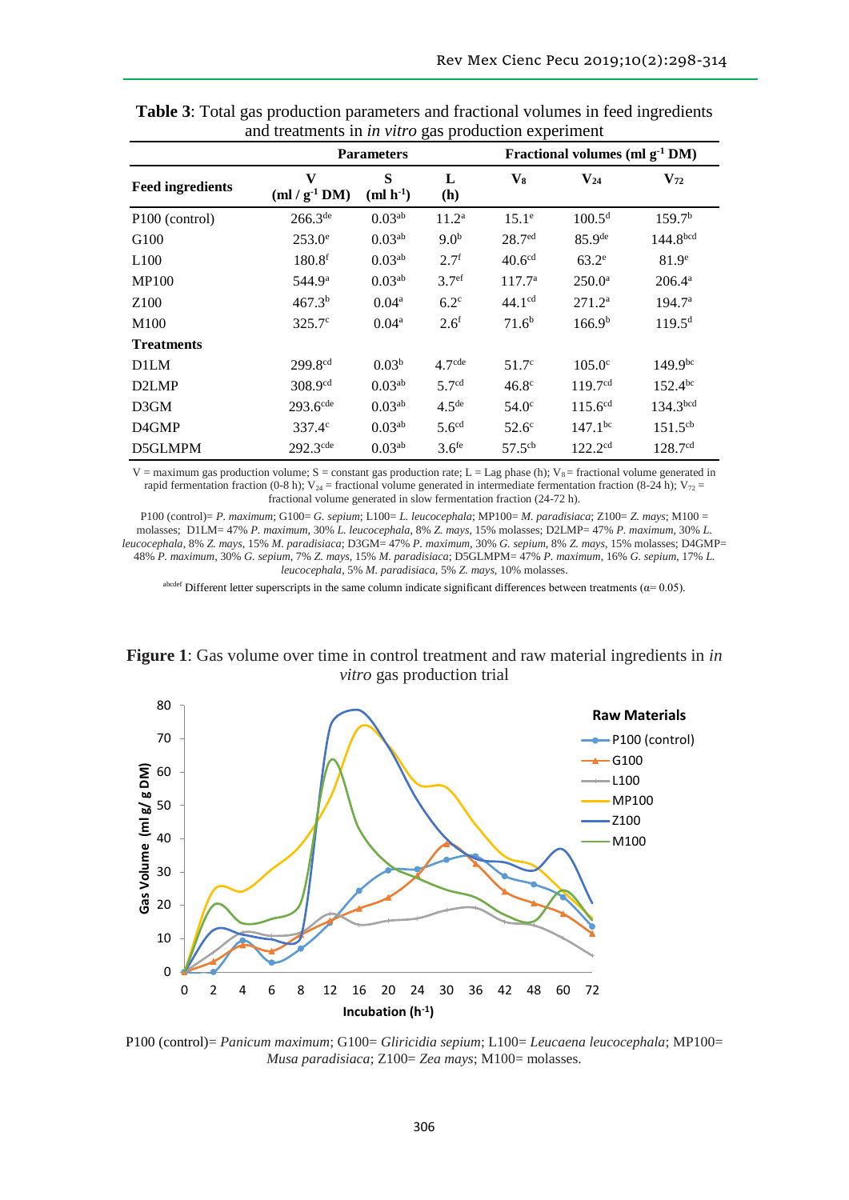**Table 3**: Total gas production parameters and fractional volumes in feed ingredients and treatments in *in vitro* gas production experiment

| | Parameters | | | Fractional volumes (ml $g^{-1}$ DM) | | |
|---|---|---|---|---|---|---|
| **Feed ingredients** | **V** (ml / $g^{-1}$ DM) | **S** (ml $h^{-1}$) | **L** (h) | $V_8$ | $V_{24}$ | $V_{72}$ |
| P100 (control) | 266.3$^{de}$ | 0.03$^{ab}$ | 11.2$^{a}$ | 15.1$^{e}$ | 100.5$^{d}$ | 159.7$^{b}$ |
| G100 | 253.0$^{e}$ | 0.03$^{ab}$ | 9.0$^{b}$ | 28.7$^{ed}$ | 85.9$^{de}$ | 144.8$^{bcd}$ |
| L100 | 180.8$^{f}$ | 0.03$^{ab}$ | 2.7$^{f}$ | 40.6$^{cd}$ | 63.2$^{e}$ | 81.9$^{e}$ |
| MP100 | 544.9$^{a}$ | 0.03$^{ab}$ | 3.7$^{ef}$ | 117.7$^{a}$ | 250.0$^{a}$ | 206.4$^{a}$ |
| Z100 | 467.3$^{b}$ | 0.04$^{a}$ | 6.2$^{c}$ | 44.1$^{cd}$ | 271.2$^{a}$ | 194.7$^{a}$ |
| M100 | 325.7$^{c}$ | 0.04$^{a}$ | 2.6$^{f}$ | 71.6$^{b}$ | 166.9$^{b}$ | 119.5$^{d}$ |
| **Treatments** | | | | | | |
| D1LM | 299.8$^{cd}$ | 0.03$^{b}$ | 4.7$^{cde}$ | 51.7$^{c}$ | 105.0$^{c}$ | 149.9$^{bc}$ |
| D2LMP | 308.9$^{cd}$ | 0.03$^{ab}$ | 5.7$^{cd}$ | 46.8$^{c}$ | 119.7$^{cd}$ | 152.4$^{bc}$ |
| D3GM | 293.6$^{cde}$ | 0.03$^{ab}$ | 4.5$^{de}$ | 54.0$^{c}$ | 115.6$^{cd}$ | 134.3$^{bcd}$ |
| D4GMP | 337.4$^{c}$ | 0.03$^{ab}$ | 5.6$^{cd}$ | 52.6$^{c}$ | 147.1$^{bc}$ | 151.5$^{cb}$ |
| D5GLMPM | 292.3$^{cde}$ | 0.03$^{ab}$ | 3.6$^{fe}$ | 57.5$^{cb}$ | 122.2$^{cd}$ | 128.7$^{cd}$ |

V = maximum gas production volume; S = constant gas production rate; L = Lag phase (h); $V_8$ = fractional volume generated in rapid fermentation fraction (0-8 h); $V_{24}$ = fractional volume generated in intermediate fermentation fraction (8-24 h); $V_{72}$ = fractional volume generated in slow fermentation fraction (24-72 h).

P100 (control)= *P. maximum*; G100= *G. sepium*; L100= *L. leucocephala*; MP100= *M. paradisiaca*; Z100= *Z. mays*; M100 = molasses; D1LM= 47% *P. maximum*, 30% *L. leucocephala*, 8% *Z. mays*, 15% molasses; D2LMP= 47% *P. maximum*, 30% *L. leucocephala*, 8% *Z. mays*, 15% *M. paradisiaca*; D3GM= 47% *P. maximum*, 30% *G. sepium*, 8% *Z. mays*, 15% molasses; D4GMP= 48% *P. maximum*, 30% *G. sepium*, 7% *Z. mays*, 15% *M. paradisiaca*; D5GLMPM= 47% *P. maximum*, 16% *G. sepium*, 17% *L. leucocephala*, 5% *M. paradisiaca*, 5% *Z. mays*, 10% molasses.

[abcdef] Different letter superscripts in the same column indicate significant differences between treatments (α= 0.05).

**Figure 1**: Gas volume over time in control treatment and raw material ingredients in *in vitro* gas production trial

P100 (control)= *Panicum maximum*; G100= *Gliricidia sepium*; L100= *Leucaena leucocephala*; MP100= *Musa paradisiaca*; Z100= *Zea mays*; M100= molasses.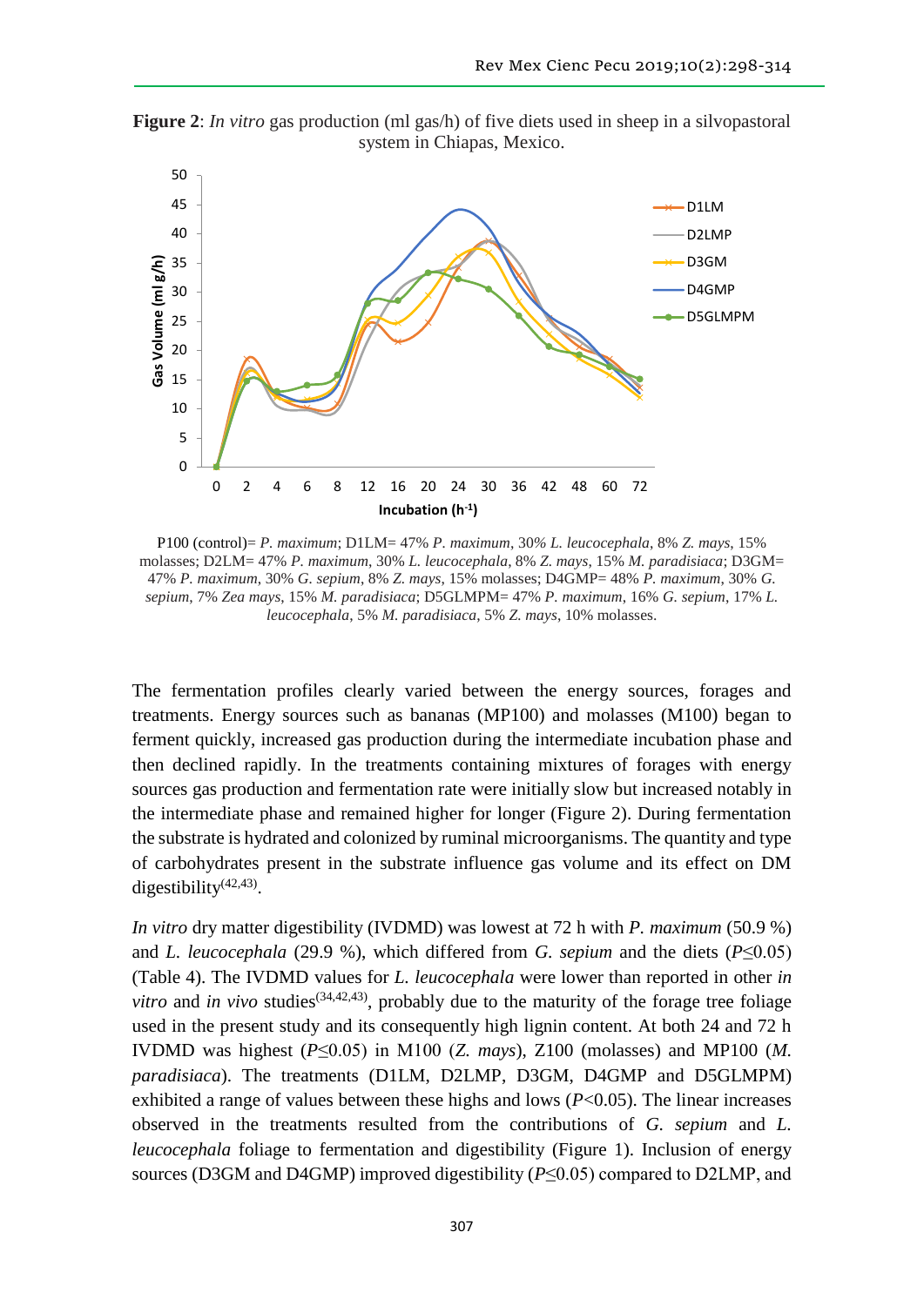**Figure 2**: *In vitro* gas production (ml gas/h) of five diets used in sheep in a silvopastoral system in Chiapas, Mexico.

P100 (control)= *P. maximum*; D1LM= 47% *P. maximum*, 30% *L. leucocephala*, 8% *Z. mays*, 15% molasses; D2LM= 47% *P. maximum*, 30% *L. leucocephala*, 8% *Z. mays*, 15% *M. paradisiaca*; D3GM= 47% *P. maximum*, 30% *G. sepium*, 8% *Z. mays*, 15% molasses; D4GMP= 48% *P. maximum*, 30% *G. sepium*, 7% *Zea mays*, 15% *M. paradisiaca*; D5GLMPM= 47% *P. maximum*, 16% *G. sepium*, 17% *L. leucocephala*, 5% *M. paradisiaca*, 5% *Z. mays*, 10% molasses.

The fermentation profiles clearly varied between the energy sources, forages and treatments. Energy sources such as bananas (MP100) and molasses (M100) began to ferment quickly, increased gas production during the intermediate incubation phase and then declined rapidly. In the treatments containing mixtures of forages with energy sources gas production and fermentation rate were initially slow but increased notably in the intermediate phase and remained higher for longer (Figure 2). During fermentation the substrate is hydrated and colonized by ruminal microorganisms. The quantity and type of carbohydrates present in the substrate influence gas volume and its effect on DM digestibility[42,43].

*In vitro* dry matter digestibility (IVDMD) was lowest at 72 h with *P. maximum* (50.9 %) and *L. leucocephala* (29.9 %), which differed from *G. sepium* and the diets ($P \leq 0.05$) (Table 4). The IVDMD values for *L. leucocephala* were lower than reported in other *in vitro* and *in vivo* studies[34,42,43], probably due to the maturity of the forage tree foliage used in the present study and its consequently high lignin content. At both 24 and 72 h IVDMD was highest ($P \leq 0.05$) in M100 (*Z. mays*), Z100 (molasses) and MP100 (*M. paradisiaca*). The treatments (D1LM, D2LMP, D3GM, D4GMP and D5GLMPM) exhibited a range of values between these highs and lows ($P < 0.05$). The linear increases observed in the treatments resulted from the contributions of *G. sepium* and *L. leucocephala* foliage to fermentation and digestibility (Figure 1). Inclusion of energy sources (D3GM and D4GMP) improved digestibility ($P \leq 0.05$) compared to D2LMP, and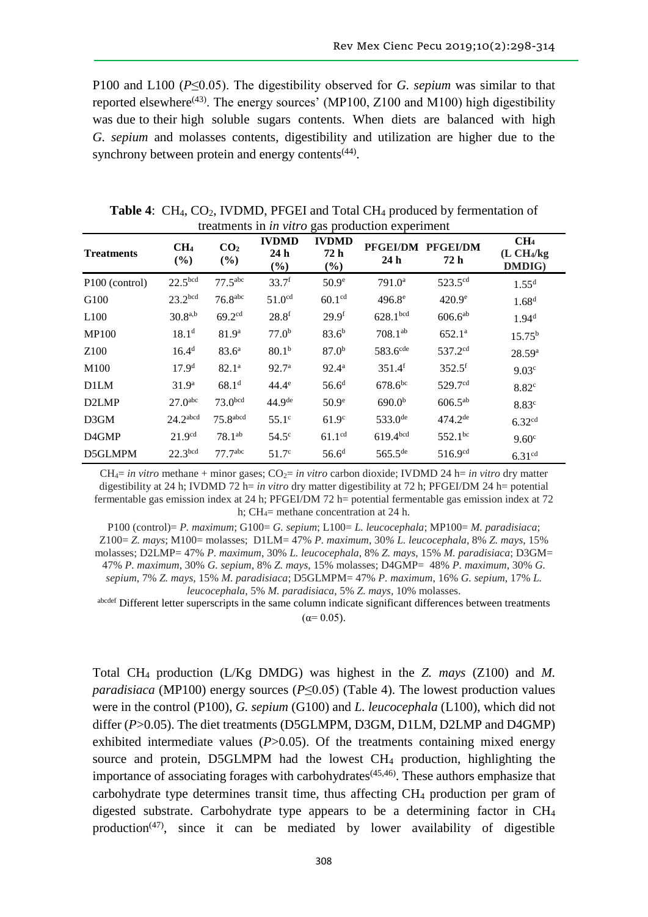P100 and L100 ($P \leq 0.05$). The digestibility observed for *G. sepium* was similar to that reported elsewhere[43]. The energy sources' (MP100, Z100 and M100) high digestibility was due to their high soluble sugars contents. When diets are balanced with high *G. sepium* and molasses contents, digestibility and utilization are higher due to the synchrony between protein and energy contents[44].

**Table 4**: $CH_4$, $CO_2$, IVDMD, PFGEI and Total $CH_4$ produced by fermentation of treatments in *in vitro* gas production experiment

| Treatments | $CH_4$ (%) | $CO_2$ (%) | IVDMD 24 h (%) | IVDMD 72 h (%) | PFGEI/DM 24 h | PFGEI/DM 72 h | $CH_4$ (L $CH_4$/kg DMDIG) |
|---|---|---|---|---|---|---|---|
| P100 (control) | $22.5^{bcd}$ | $77.5^{abc}$ | $33.7^{f}$ | $50.9^{e}$ | $791.0^{a}$ | $523.5^{cd}$ | $1.55^{d}$ |
| G100 | $23.2^{bcd}$ | $76.8^{abc}$ | $51.0^{cd}$ | $60.1^{cd}$ | $496.8^{e}$ | $420.9^{e}$ | $1.68^{d}$ |
| L100 | $30.8^{a,b}$ | $69.2^{cd}$ | $28.8^{f}$ | $29.9^{f}$ | $628.1^{bcd}$ | $606.6^{ab}$ | $1.94^{d}$ |
| MP100 | $18.1^{d}$ | $81.9^{a}$ | $77.0^{b}$ | $83.6^{b}$ | $708.1^{ab}$ | $652.1^{a}$ | $15.75^{b}$ |
| Z100 | $16.4^{d}$ | $83.6^{a}$ | $80.1^{b}$ | $87.0^{b}$ | $583.6^{cde}$ | $537.2^{cd}$ | $28.59^{a}$ |
| M100 | $17.9^{d}$ | $82.1^{a}$ | $92.7^{a}$ | $92.4^{a}$ | $351.4^{f}$ | $352.5^{f}$ | $9.03^{c}$ |
| D1LM | $31.9^{a}$ | $68.1^{d}$ | $44.4^{e}$ | $56.6^{d}$ | $678.6^{bc}$ | $529.7^{cd}$ | $8.82^{c}$ |
| D2LMP | $27.0^{abc}$ | $73.0^{bcd}$ | $44.9^{de}$ | $50.9^{e}$ | $690.0^{b}$ | $606.5^{ab}$ | $8.83^{c}$ |
| D3GM | $24.2^{abcd}$ | $75.8^{abcd}$ | $55.1^{c}$ | $61.9^{c}$ | $533.0^{de}$ | $474.2^{de}$ | $6.32^{cd}$ |
| D4GMP | $21.9^{cd}$ | $78.1^{ab}$ | $54.5^{c}$ | $61.1^{cd}$ | $619.4^{bcd}$ | $552.1^{bc}$ | $9.60^{c}$ |
| D5GLMPM | $22.3^{bcd}$ | $77.7^{abc}$ | $51.7^{c}$ | $56.6^{d}$ | $565.5^{de}$ | $516.9^{cd}$ | $6.31^{cd}$ |

$CH_4$= *in vitro* methane + minor gases; $CO_2$= *in vitro* carbon dioxide; IVDMD 24 h= *in vitro* dry matter digestibility at 24 h; IVDMD 72 h= *in vitro* dry matter digestibility at 72 h; PFGEI/DM 24 h= potential fermentable gas emission index at 24 h; PFGEI/DM 72 h= potential fermentable gas emission index at 72 h; $CH_4$= methane concentration at 24 h.

P100 (control)= *P. maximum*; G100= *G. sepium*; L100= *L. leucocephala*; MP100= *M. paradisiaca*; Z100= *Z. mays*; M100= molasses; D1LM= 47% *P. maximum*, 30% *L. leucocephala*, 8% *Z. mays*, 15% molasses; D2LMP= 47% *P. maximum*, 30% *L. leucocephala*, 8% *Z. mays*, 15% *M. paradisiaca*; D3GM= 47% *P. maximum*, 30% *G. sepium*, 8% *Z. mays*, 15% molasses; D4GMP= 48% *P. maximum*, 30% *G. sepium*, 7% *Z. mays*, 15% *M. paradisiaca*; D5GLMPM= 47% *P. maximum*, 16% *G. sepium*, 17% *L. leucocephala*, 5% *M. paradisiaca*, 5% *Z. mays*, 10% molasses.

abcdef Different letter superscripts in the same column indicate significant differences between treatments ($\alpha = 0.05$).

Total $CH_4$ production (L/Kg DMDG) was highest in the *Z. mays* (Z100) and *M. paradisiaca* (MP100) energy sources ($P \leq 0.05$) (Table 4). The lowest production values were in the control (P100), *G. sepium* (G100) and *L. leucocephala* (L100), which did not differ ($P > 0.05$). The diet treatments (D5GLMPM, D3GM, D1LM, D2LMP and D4GMP) exhibited intermediate values ($P > 0.05$). Of the treatments containing mixed energy source and protein, D5GLMPM had the lowest $CH_4$ production, highlighting the importance of associating forages with carbohydrates[45,46]. These authors emphasize that carbohydrate type determines transit time, thus affecting $CH_4$ production per gram of digested substrate. Carbohydrate type appears to be a determining factor in $CH_4$ production[47], since it can be mediated by lower availability of digestible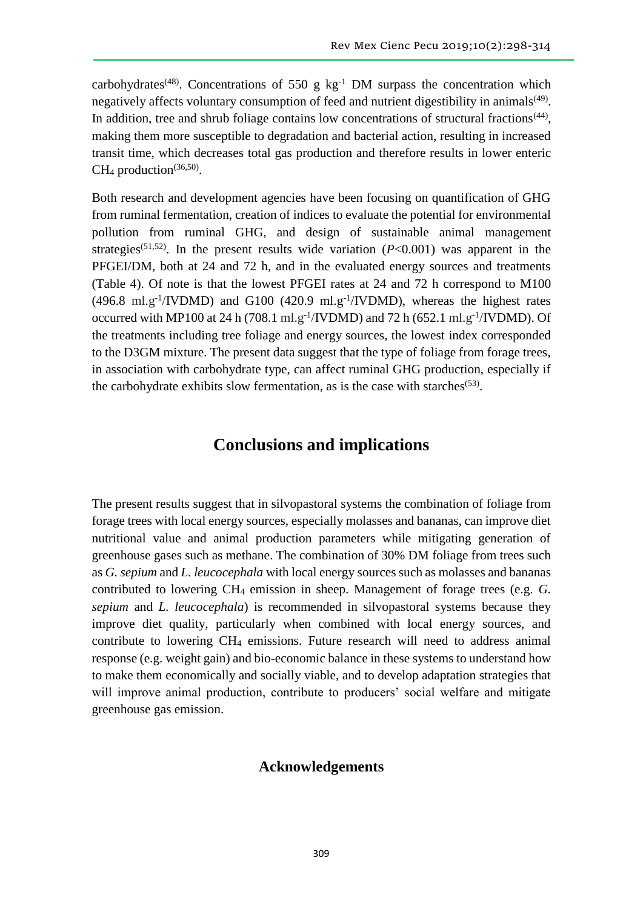carbohydrates[48]. Concentrations of 550 g $kg^{-1}$ DM surpass the concentration which negatively affects voluntary consumption of feed and nutrient digestibility in animals[49]. In addition, tree and shrub foliage contains low concentrations of structural fractions[44], making them more susceptible to degradation and bacterial action, resulting in increased transit time, which decreases total gas production and therefore results in lower enteric $CH_4$ production[36,50].

Both research and development agencies have been focusing on quantification of GHG from ruminal fermentation, creation of indices to evaluate the potential for environmental pollution from ruminal GHG, and design of sustainable animal management strategies[51,52]. In the present results wide variation ($P$<0.001) was apparent in the PFGEI/DM, both at 24 and 72 h, and in the evaluated energy sources and treatments (Table 4). Of note is that the lowest PFGEI rates at 24 and 72 h correspond to M100 (496.8 ml.$g^{-1}$/IVDMD) and G100 (420.9 ml.$g^{-1}$/IVDMD), whereas the highest rates occurred with MP100 at 24 h (708.1 ml.$g^{-1}$/IVDMD) and 72 h (652.1 ml.$g^{-1}$/IVDMD). Of the treatments including tree foliage and energy sources, the lowest index corresponded to the D3GM mixture. The present data suggest that the type of foliage from forage trees, in association with carbohydrate type, can affect ruminal GHG production, especially if the carbohydrate exhibits slow fermentation, as is the case with starches[53].

## Conclusions and implications

The present results suggest that in silvopastoral systems the combination of foliage from forage trees with local energy sources, especially molasses and bananas, can improve diet nutritional value and animal production parameters while mitigating generation of greenhouse gases such as methane. The combination of 30% DM foliage from trees such as *G. sepium* and *L. leucocephala* with local energy sources such as molasses and bananas contributed to lowering $CH_4$ emission in sheep. Management of forage trees (e.g. *G. sepium* and *L. leucocephala*) is recommended in silvopastoral systems because they improve diet quality, particularly when combined with local energy sources, and contribute to lowering $CH_4$ emissions. Future research will need to address animal response (e.g. weight gain) and bio-economic balance in these systems to understand how to make them economically and socially viable, and to develop adaptation strategies that will improve animal production, contribute to producers' social welfare and mitigate greenhouse gas emission.

### Acknowledgements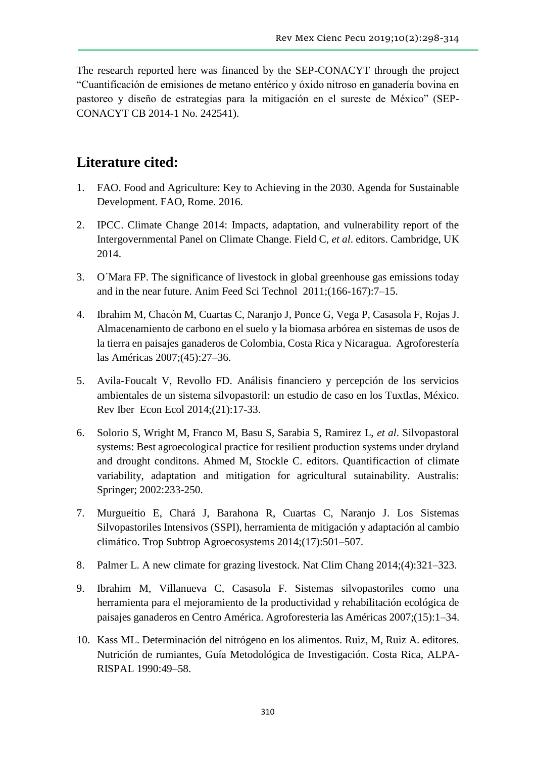The research reported here was financed by the SEP-CONACYT through the project "Cuantificación de emisiones de metano entérico y óxido nitroso en ganadería bovina en pastoreo y diseño de estrategias para la mitigación en el sureste de México" (SEP-CONACYT CB 2014-1 No. 242541).

## Literature cited:

1. FAO. Food and Agriculture: Key to Achieving in the 2030. Agenda for Sustainable Development. FAO, Rome. 2016.
2. IPCC. Climate Change 2014: Impacts, adaptation, and vulnerability report of the Intergovernmental Panel on Climate Change. Field C, *et al*. editors. Cambridge, UK 2014.
3. O´Mara FP. The significance of livestock in global greenhouse gas emissions today and in the near future. Anim Feed Sci Technol 2011;(166-167):7–15.
4. Ibrahim M, Chacón M, Cuartas C, Naranjo J, Ponce G, Vega P, Casasola F, Rojas J. Almacenamiento de carbono en el suelo y la biomasa arbórea en sistemas de usos de la tierra en paisajes ganaderos de Colombia, Costa Rica y Nicaragua. Agroforestería las Américas 2007;(45):27–36.
5. Avila-Foucalt V, Revollo FD. Análisis financiero y percepción de los servicios ambientales de un sistema silvopastoril: un estudio de caso en los Tuxtlas, México. Rev Iber Econ Ecol 2014;(21):17-33.
6. Solorio S, Wright M, Franco M, Basu S, Sarabia S, Ramirez L, *et al*. Silvopastoral systems: Best agroecological practice for resilient production systems under dryland and drought conditons. Ahmed M, Stockle C. editors. Quantificaction of climate variability, adaptation and mitigation for agricultural sutainability. Australis: Springer; 2002:233-250.
7. Murgueitio E, Chará J, Barahona R, Cuartas C, Naranjo J. Los Sistemas Silvopastoriles Intensivos (SSPI), herramienta de mitigación y adaptación al cambio climático. Trop Subtrop Agroecosystems 2014;(17):501–507.
8. Palmer L. A new climate for grazing livestock. Nat Clim Chang 2014;(4):321–323.
9. Ibrahim M, Villanueva C, Casasola F. Sistemas silvopastoriles como una herramienta para el mejoramiento de la productividad y rehabilitación ecológica de paisajes ganaderos en Centro América. Agroforesteria las Américas 2007;(15):1–34.
10. Kass ML. Determinación del nitrógeno en los alimentos. Ruiz, M, Ruiz A. editores. Nutrición de rumiantes, Guía Metodológica de Investigación. Costa Rica, ALPA-RISPAL 1990:49–58.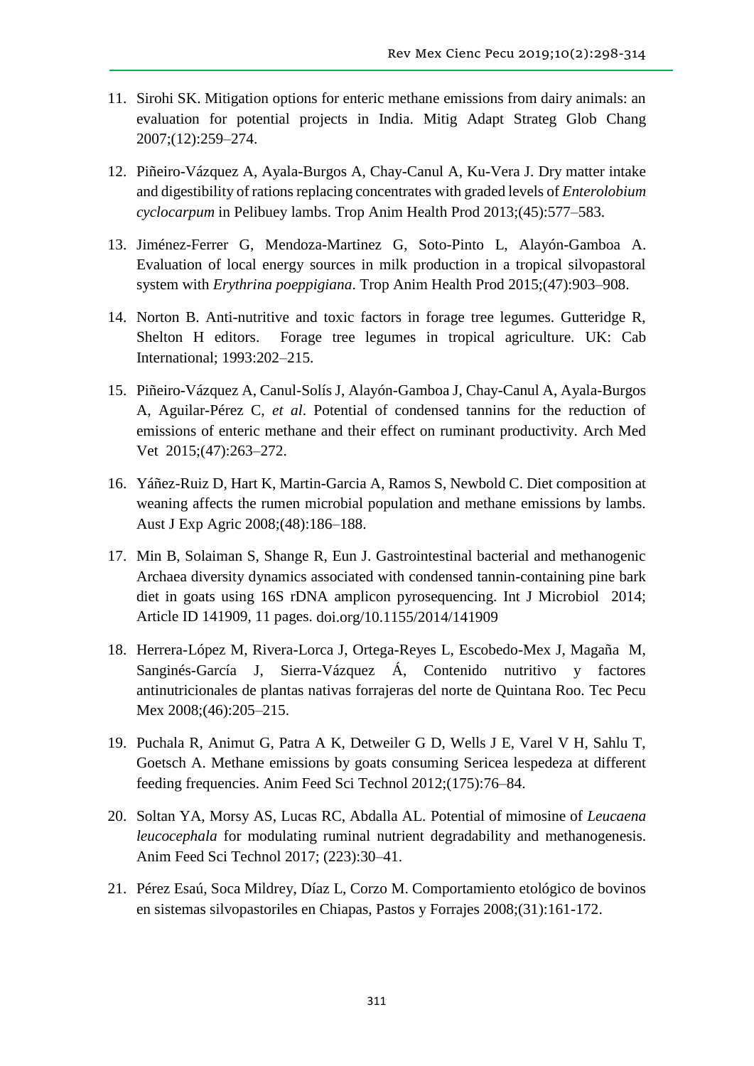11. Sirohi SK. Mitigation options for enteric methane emissions from dairy animals: an evaluation for potential projects in India. Mitig Adapt Strateg Glob Chang 2007;(12):259–274.

12. Piñeiro-Vázquez A, Ayala-Burgos A, Chay-Canul A, Ku-Vera J. Dry matter intake and digestibility of rations replacing concentrates with graded levels of *Enterolobium cyclocarpum* in Pelibuey lambs. Trop Anim Health Prod 2013;(45):577–583.

13. Jiménez-Ferrer G, Mendoza-Martinez G, Soto-Pinto L, Alayón-Gamboa A. Evaluation of local energy sources in milk production in a tropical silvopastoral system with *Erythrina poeppigiana*. Trop Anim Health Prod 2015;(47):903–908.

14. Norton B. Anti-nutritive and toxic factors in forage tree legumes. Gutteridge R, Shelton H editors. Forage tree legumes in tropical agriculture. UK: Cab International; 1993:202–215.

15. Piñeiro-Vázquez A, Canul-Solís J, Alayón-Gamboa J, Chay-Canul A, Ayala-Burgos A, Aguilar-Pérez C, *et al*. Potential of condensed tannins for the reduction of emissions of enteric methane and their effect on ruminant productivity. Arch Med Vet 2015;(47):263–272.

16. Yáñez-Ruiz D, Hart K, Martin-Garcia A, Ramos S, Newbold C. Diet composition at weaning affects the rumen microbial population and methane emissions by lambs. Aust J Exp Agric 2008;(48):186–188.

17. Min B, Solaiman S, Shange R, Eun J. Gastrointestinal bacterial and methanogenic Archaea diversity dynamics associated with condensed tannin-containing pine bark diet in goats using 16S rDNA amplicon pyrosequencing. Int J Microbiol 2014; Article ID 141909, 11 pages. doi.org/10.1155/2014/141909

18. Herrera-López M, Rivera-Lorca J, Ortega-Reyes L, Escobedo-Mex J, Magaña M, Sanginés-García J, Sierra-Vázquez Á, Contenido nutritivo y factores antinutricionales de plantas nativas forrajeras del norte de Quintana Roo. Tec Pecu Mex 2008;(46):205–215.

19. Puchala R, Animut G, Patra A K, Detweiler G D, Wells J E, Varel V H, Sahlu T, Goetsch A. Methane emissions by goats consuming Sericea lespedeza at different feeding frequencies. Anim Feed Sci Technol 2012;(175):76–84.

20. Soltan YA, Morsy AS, Lucas RC, Abdalla AL. Potential of mimosine of *Leucaena leucocephala* for modulating ruminal nutrient degradability and methanogenesis. Anim Feed Sci Technol 2017; (223):30–41.

21. Pérez Esaú, Soca Mildrey, Díaz L, Corzo M. Comportamiento etológico de bovinos en sistemas silvopastoriles en Chiapas, Pastos y Forrajes 2008;(31):161-172.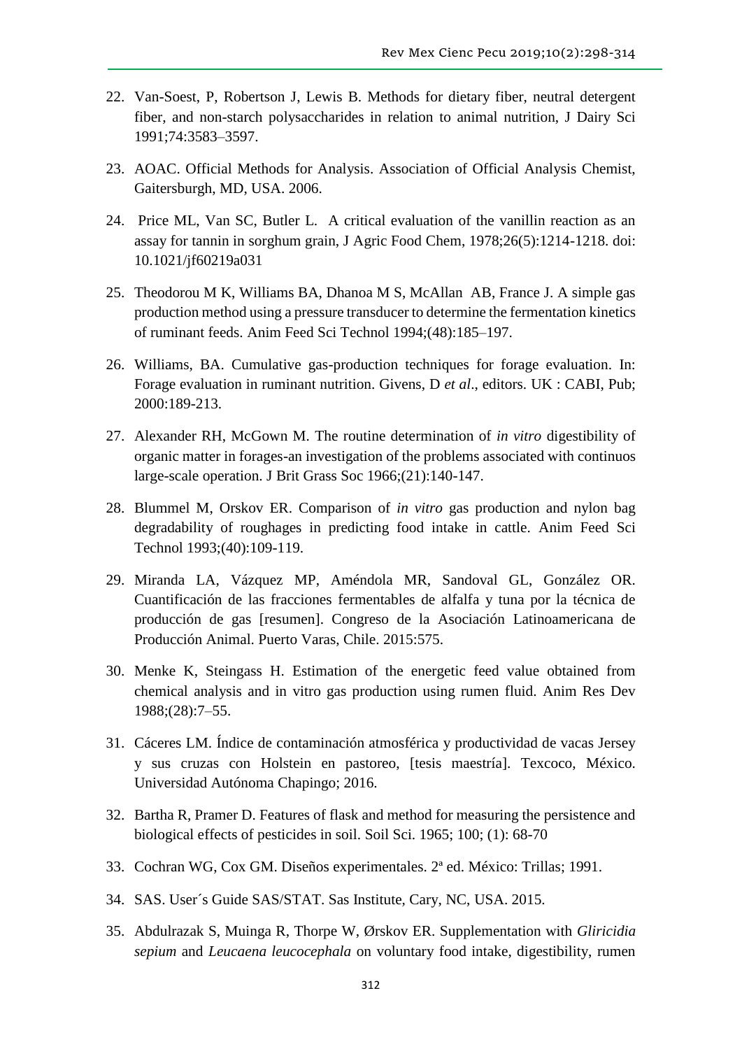22. Van-Soest, P, Robertson J, Lewis B. Methods for dietary fiber, neutral detergent fiber, and non-starch polysaccharides in relation to animal nutrition, J Dairy Sci 1991;74:3583–3597.

23. AOAC. Official Methods for Analysis. Association of Official Analysis Chemist, Gaitersburgh, MD, USA. 2006.

24. Price ML, Van SC, Butler L. A critical evaluation of the vanillin reaction as an assay for tannin in sorghum grain, J Agric Food Chem, 1978;26(5):1214-1218. doi: 10.1021/jf60219a031

25. Theodorou M K, Williams BA, Dhanoa M S, McAllan AB, France J. A simple gas production method using a pressure transducer to determine the fermentation kinetics of ruminant feeds. Anim Feed Sci Technol 1994;(48):185–197.

26. Williams, BA. Cumulative gas-production techniques for forage evaluation. In: Forage evaluation in ruminant nutrition. Givens, D *et al*., editors. UK : CABI, Pub; 2000:189-213.

27. Alexander RH, McGown M. The routine determination of *in vitro* digestibility of organic matter in forages-an investigation of the problems associated with continuos large-scale operation. J Brit Grass Soc 1966;(21):140-147.

28. Blummel M, Orskov ER. Comparison of *in vitro* gas production and nylon bag degradability of roughages in predicting food intake in cattle. Anim Feed Sci Technol 1993;(40):109-119.

29. Miranda LA, Vázquez MP, Améndola MR, Sandoval GL, González OR. Cuantificación de las fracciones fermentables de alfalfa y tuna por la técnica de producción de gas [resumen]. Congreso de la Asociación Latinoamericana de Producción Animal. Puerto Varas, Chile. 2015:575.

30. Menke K, Steingass H. Estimation of the energetic feed value obtained from chemical analysis and in vitro gas production using rumen fluid. Anim Res Dev 1988;(28):7–55.

31. Cáceres LM. Índice de contaminación atmosférica y productividad de vacas Jersey y sus cruzas con Holstein en pastoreo, [tesis maestría]. Texcoco, México. Universidad Autónoma Chapingo; 2016.

32. Bartha R, Pramer D. Features of flask and method for measuring the persistence and biological effects of pesticides in soil. Soil Sci. 1965; 100; (1): 68-70

33. Cochran WG, Cox GM. Diseños experimentales. 2ª ed. México: Trillas; 1991.

34. SAS. User´s Guide SAS/STAT. Sas Institute, Cary, NC, USA. 2015.

35. Abdulrazak S, Muinga R, Thorpe W, Ørskov ER. Supplementation with *Gliricidia sepium* and *Leucaena leucocephala* on voluntary food intake, digestibility, rumen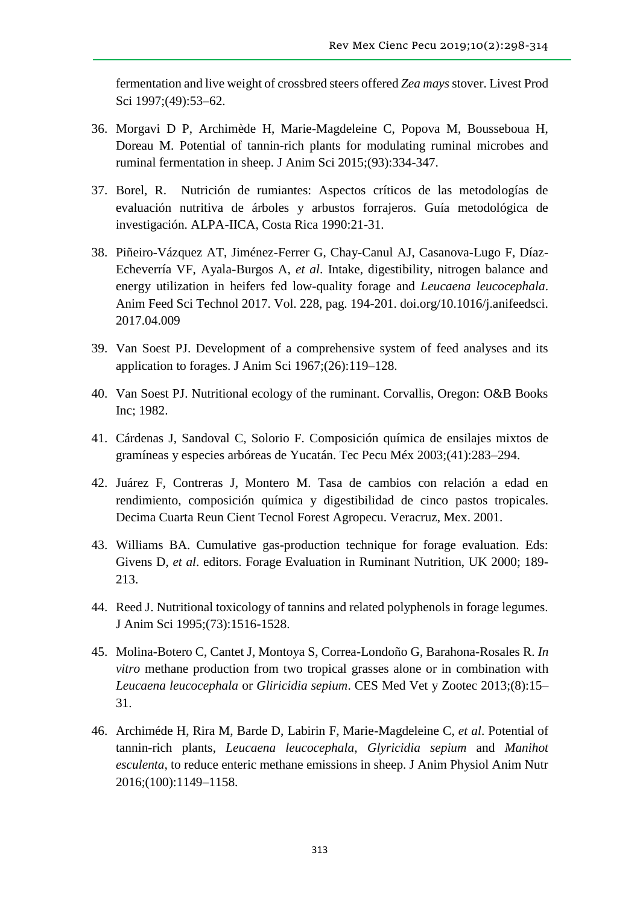fermentation and live weight of crossbred steers offered *Zea mays* stover. Livest Prod Sci 1997;(49):53–62.

36. Morgavi D P, Archimède H, Marie-Magdeleine C, Popova M, Bousseboua H, Doreau M. Potential of tannin-rich plants for modulating ruminal microbes and ruminal fermentation in sheep. J Anim Sci 2015;(93):334-347.

37. Borel, R. Nutrición de rumiantes: Aspectos críticos de las metodologías de evaluación nutritiva de árboles y arbustos forrajeros. Guía metodológica de investigación. ALPA-IICA, Costa Rica 1990:21-31.

38. Piñeiro-Vázquez AT, Jiménez-Ferrer G, Chay-Canul AJ, Casanova-Lugo F, Díaz-Echeverría VF, Ayala-Burgos A, *et al*. Intake, digestibility, nitrogen balance and energy utilization in heifers fed low-quality forage and *Leucaena leucocephala*. Anim Feed Sci Technol 2017. Vol. 228, pag. 194-201. doi.org/10.1016/j.anifeedsci. 2017.04.009

39. Van Soest PJ. Development of a comprehensive system of feed analyses and its application to forages. J Anim Sci 1967;(26):119–128.

40. Van Soest PJ. Nutritional ecology of the ruminant. Corvallis, Oregon: O&B Books Inc; 1982.

41. Cárdenas J, Sandoval C, Solorio F. Composición química de ensilajes mixtos de gramíneas y especies arbóreas de Yucatán. Tec Pecu Méx 2003;(41):283–294.

42. Juárez F, Contreras J, Montero M. Tasa de cambios con relación a edad en rendimiento, composición química y digestibilidad de cinco pastos tropicales. Decima Cuarta Reun Cient Tecnol Forest Agropecu. Veracruz, Mex. 2001.

43. Williams BA. Cumulative gas-production technique for forage evaluation. Eds: Givens D, *et al*. editors. Forage Evaluation in Ruminant Nutrition, UK 2000; 189-213.

44. Reed J. Nutritional toxicology of tannins and related polyphenols in forage legumes. J Anim Sci 1995;(73):1516-1528.

45. Molina-Botero C, Cantet J, Montoya S, Correa-Londoño G, Barahona-Rosales R. *In vitro* methane production from two tropical grasses alone or in combination with *Leucaena leucocephala* or *Gliricidia sepium*. CES Med Vet y Zootec 2013;(8):15–31.

46. Archiméde H, Rira M, Barde D, Labirin F, Marie-Magdeleine C, *et al*. Potential of tannin-rich plants, *Leucaena leucocephala*, *Glyricidia sepium* and *Manihot esculenta*, to reduce enteric methane emissions in sheep. J Anim Physiol Anim Nutr 2016;(100):1149–1158.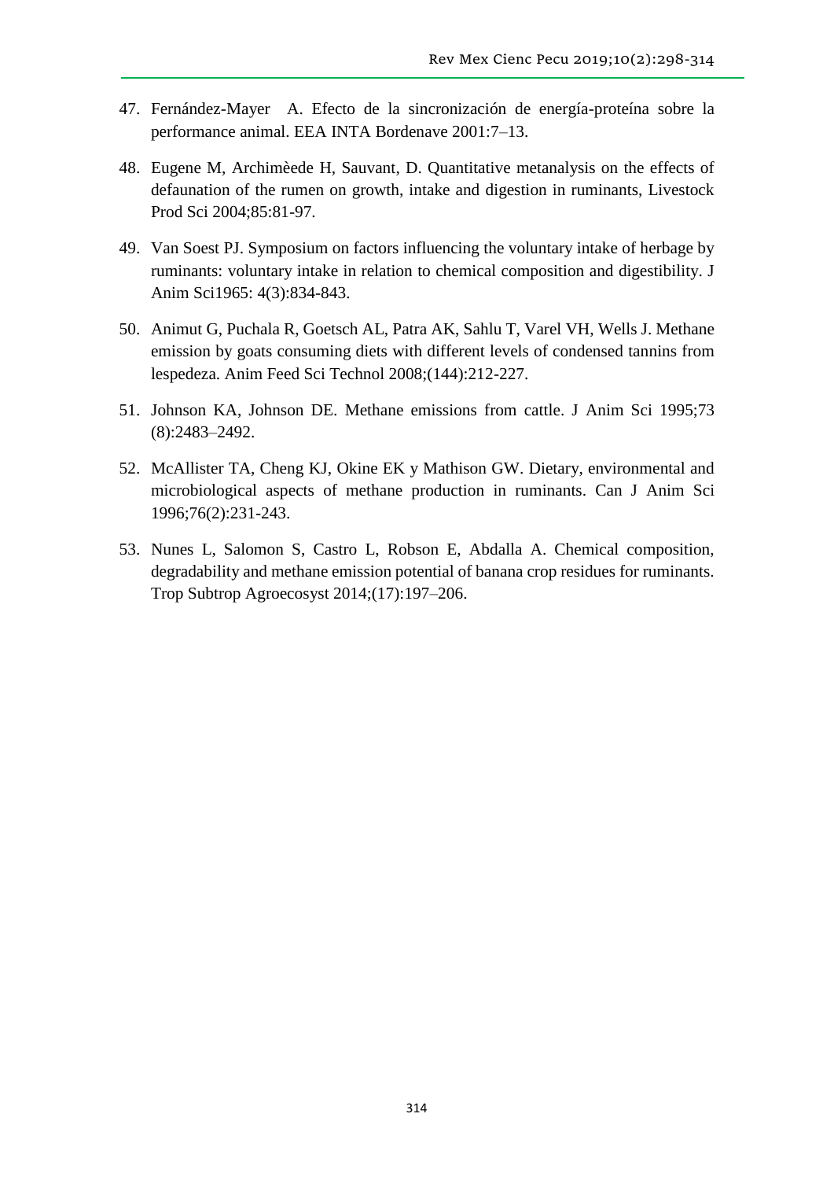47. Fernández-Mayer A. Efecto de la sincronización de energía-proteína sobre la performance animal. EEA INTA Bordenave 2001:7–13.

48. Eugene M, Archimèede H, Sauvant, D. Quantitative metanalysis on the effects of defaunation of the rumen on growth, intake and digestion in ruminants, Livestock Prod Sci 2004;85:81-97.

49. Van Soest PJ. Symposium on factors influencing the voluntary intake of herbage by ruminants: voluntary intake in relation to chemical composition and digestibility. J Anim Sci1965: 4(3):834-843.

50. Animut G, Puchala R, Goetsch AL, Patra AK, Sahlu T, Varel VH, Wells J. Methane emission by goats consuming diets with different levels of condensed tannins from lespedeza. Anim Feed Sci Technol 2008;(144):212-227.

51. Johnson KA, Johnson DE. Methane emissions from cattle. J Anim Sci 1995;73 (8):2483–2492.

52. McAllister TA, Cheng KJ, Okine EK y Mathison GW. Dietary, environmental and microbiological aspects of methane production in ruminants. Can J Anim Sci 1996;76(2):231-243.

53. Nunes L, Salomon S, Castro L, Robson E, Abdalla A. Chemical composition, degradability and methane emission potential of banana crop residues for ruminants. Trop Subtrop Agroecosyst 2014;(17):197–206.